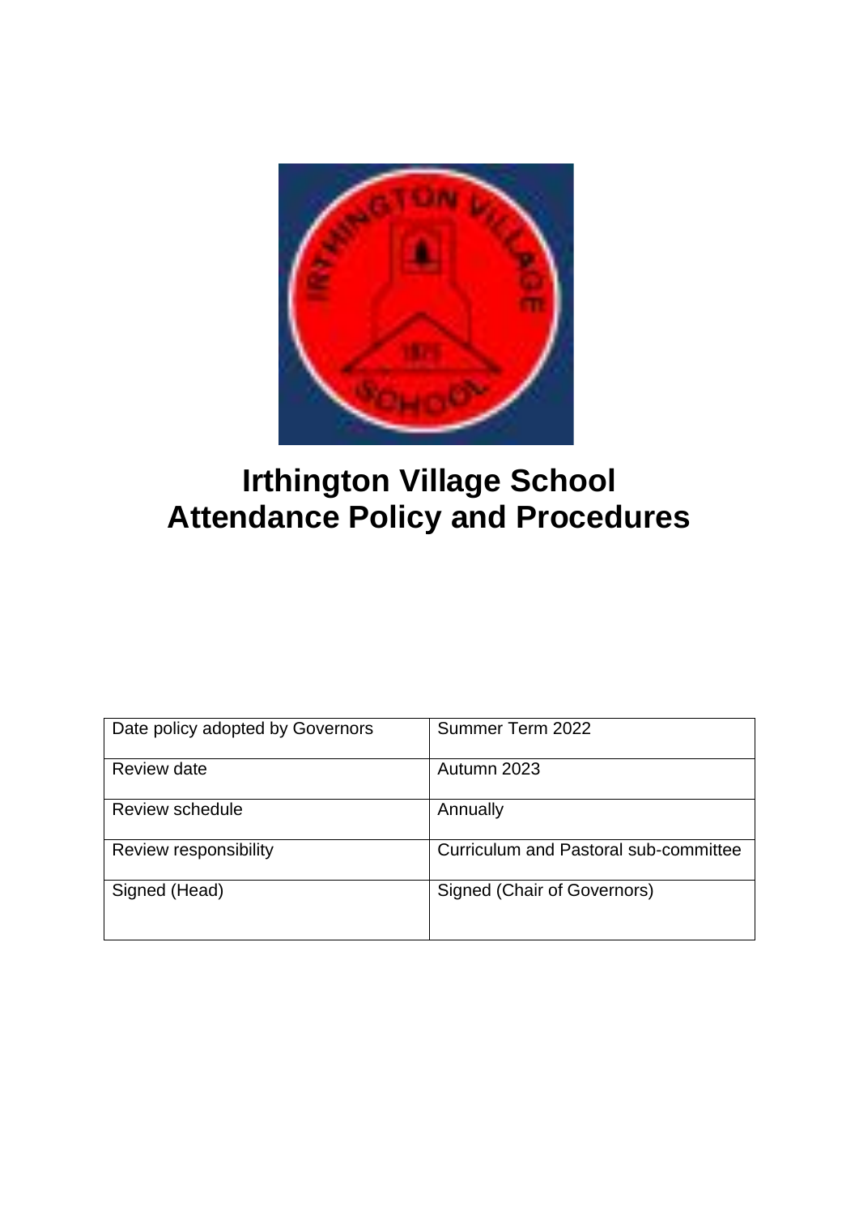# Irthington Village School
# Attendance Policy and Procedures

| Date policy adopted by Governors | Summer Term 2022 |
| --- | --- |
| Review date | Autumn 2023 |
| Review schedule | Annually |
| Review responsibility | Curriculum and Pastoral sub-committee |
| Signed (Head) | Signed (Chair of Governors) |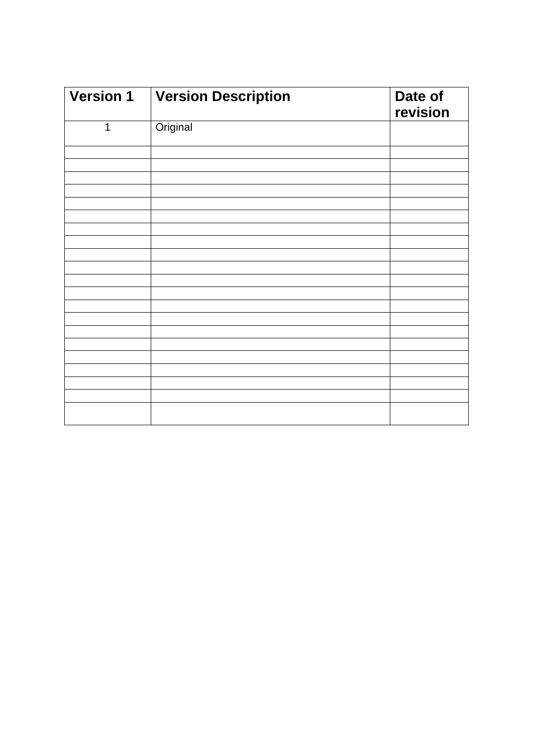| **Version 1** | **Version Description** | **Date of revision** |
|---|---|---|
| 1 | Original | |
| | | |
| | | |
| | | |
| | | |
| | | |
| | | |
| | | |
| | | |
| | | |
| | | |
| | | |
| | | |
| | | |
| | | |
| | | |
| | | |
| | | |
| | | |
| | | |
| | | |
| | | |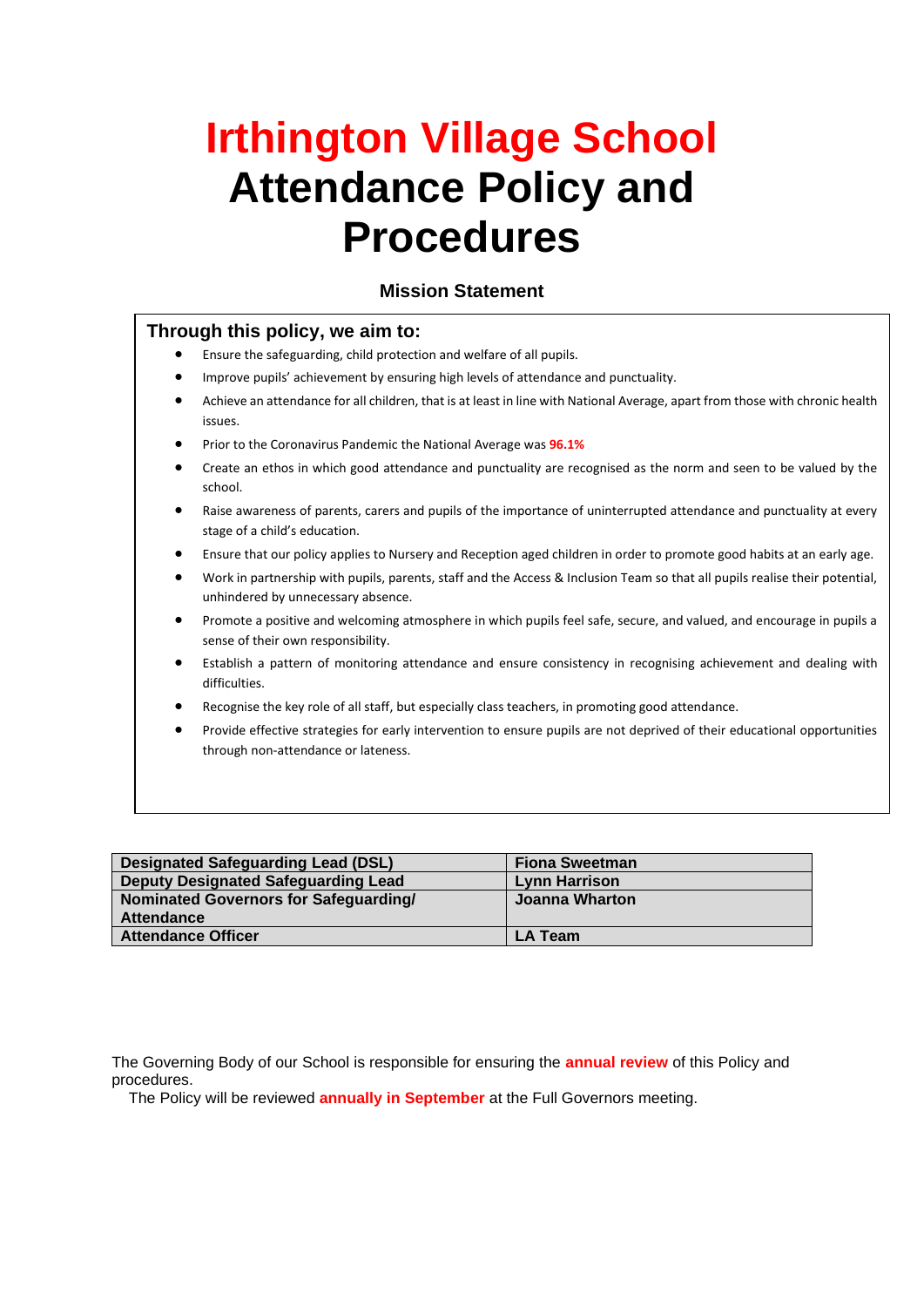# Irthington Village School
# Attendance Policy and Procedures

### Mission Statement

**Through this policy, we aim to:**

- Ensure the safeguarding, child protection and welfare of all pupils.
- Improve pupils' achievement by ensuring high levels of attendance and punctuality.
- Achieve an attendance for all children, that is at least in line with National Average, apart from those with chronic health issues.
- Prior to the Coronavirus Pandemic the National Average was **96.1%**
- Create an ethos in which good attendance and punctuality are recognised as the norm and seen to be valued by the school.
- Raise awareness of parents, carers and pupils of the importance of uninterrupted attendance and punctuality at every stage of a child's education.
- Ensure that our policy applies to Nursery and Reception aged children in order to promote good habits at an early age.
- Work in partnership with pupils, parents, staff and the Access & Inclusion Team so that all pupils realise their potential, unhindered by unnecessary absence.
- Promote a positive and welcoming atmosphere in which pupils feel safe, secure, and valued, and encourage in pupils a sense of their own responsibility.
- Establish a pattern of monitoring attendance and ensure consistency in recognising achievement and dealing with difficulties.
- Recognise the key role of all staff, but especially class teachers, in promoting good attendance.
- Provide effective strategies for early intervention to ensure pupils are not deprived of their educational opportunities through non-attendance or lateness.

| | |
|---|---|
| **Designated Safeguarding Lead (DSL)** | **Fiona Sweetman** |
| **Deputy Designated Safeguarding Lead** | **Lynn Harrison** |
| **Nominated Governors for Safeguarding/ Attendance** | **Joanna Wharton** |
| **Attendance Officer** | **LA Team** |

The Governing Body of our School is responsible for ensuring the **annual review** of this Policy and procedures.
The Policy will be reviewed **annually in September** at the Full Governors meeting.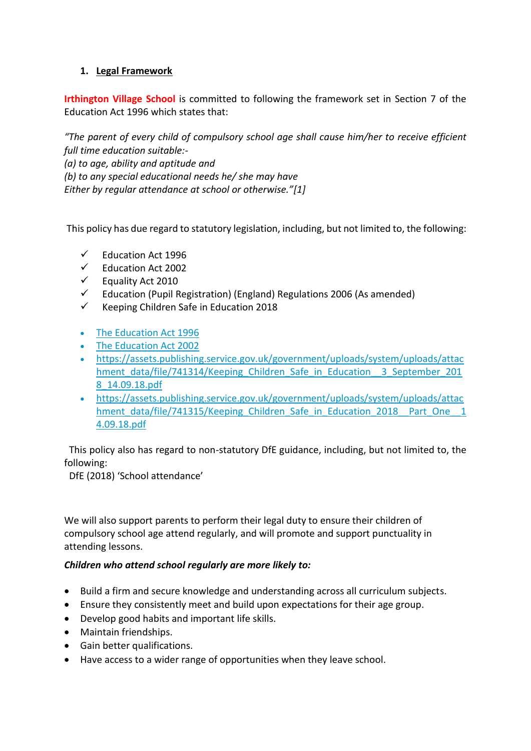## 1. Legal Framework

**Irthington Village School** is committed to following the framework set in Section 7 of the Education Act 1996 which states that:

*"The parent of every child of compulsory school age shall cause him/her to receive efficient full time education suitable:-*
*(a) to age, ability and aptitude and*
*(b) to any special educational needs he/ she may have*
*Either by regular attendance at school or otherwise."[1]*

This policy has due regard to statutory legislation, including, but not limited to, the following:

- ✓ Education Act 1996
- ✓ Education Act 2002
- ✓ Equality Act 2010
- ✓ Education (Pupil Registration) (England) Regulations 2006 (As amended)
- ✓ Keeping Children Safe in Education 2018

- The Education Act 1996
- The Education Act 2002
- https://assets.publishing.service.gov.uk/government/uploads/system/uploads/attachment_data/file/741314/Keeping_Children_Safe_in_Education__3_September_2018_14.09.18.pdf
- https://assets.publishing.service.gov.uk/government/uploads/system/uploads/attachment_data/file/741315/Keeping_Children_Safe_in_Education_2018__Part_One__14.09.18.pdf

This policy also has regard to non-statutory DfE guidance, including, but not limited to, the following:
DfE (2018) 'School attendance'

We will also support parents to perform their legal duty to ensure their children of compulsory school age attend regularly, and will promote and support punctuality in attending lessons.

***Children who attend school regularly are more likely to:***

- Build a firm and secure knowledge and understanding across all curriculum subjects.
- Ensure they consistently meet and build upon expectations for their age group.
- Develop good habits and important life skills.
- Maintain friendships.
- Gain better qualifications.
- Have access to a wider range of opportunities when they leave school.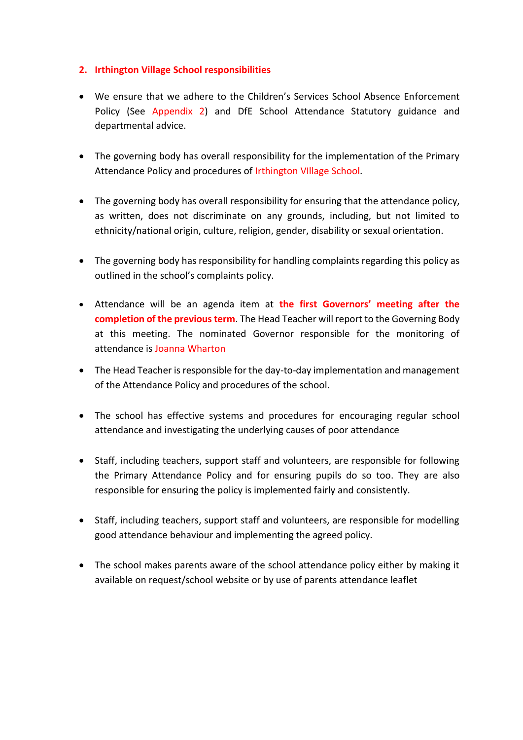## 2. Irthington Village School responsibilities

- We ensure that we adhere to the Children's Services School Absence Enforcement Policy (See Appendix 2) and DfE School Attendance Statutory guidance and departmental advice.
- The governing body has overall responsibility for the implementation of the Primary Attendance Policy and procedures of Irthington VIllage School.
- The governing body has overall responsibility for ensuring that the attendance policy, as written, does not discriminate on any grounds, including, but not limited to ethnicity/national origin, culture, religion, gender, disability or sexual orientation.
- The governing body has responsibility for handling complaints regarding this policy as outlined in the school's complaints policy.
- Attendance will be an agenda item at **the first Governors' meeting after the completion of the previous term**. The Head Teacher will report to the Governing Body at this meeting. The nominated Governor responsible for the monitoring of attendance is Joanna Wharton
- The Head Teacher is responsible for the day-to-day implementation and management of the Attendance Policy and procedures of the school.
- The school has effective systems and procedures for encouraging regular school attendance and investigating the underlying causes of poor attendance
- Staff, including teachers, support staff and volunteers, are responsible for following the Primary Attendance Policy and for ensuring pupils do so too. They are also responsible for ensuring the policy is implemented fairly and consistently.
- Staff, including teachers, support staff and volunteers, are responsible for modelling good attendance behaviour and implementing the agreed policy.
- The school makes parents aware of the school attendance policy either by making it available on request/school website or by use of parents attendance leaflet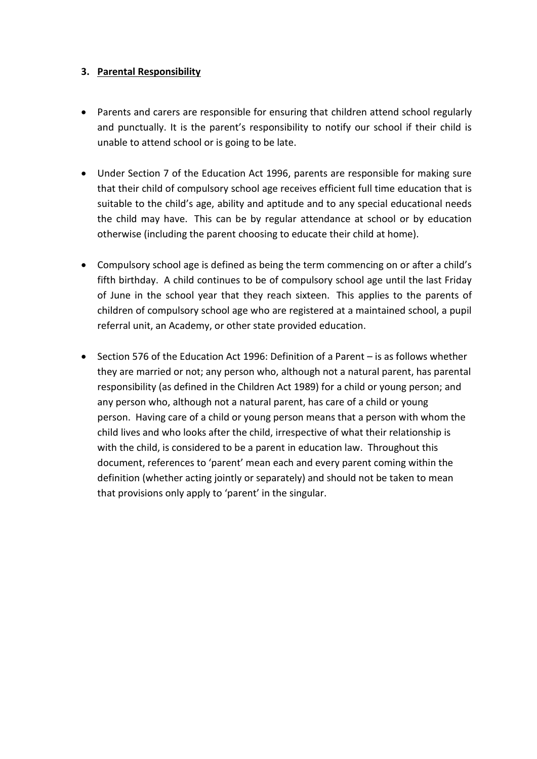## 3. Parental Responsibility

- Parents and carers are responsible for ensuring that children attend school regularly and punctually. It is the parent's responsibility to notify our school if their child is unable to attend school or is going to be late.
- Under Section 7 of the Education Act 1996, parents are responsible for making sure that their child of compulsory school age receives efficient full time education that is suitable to the child's age, ability and aptitude and to any special educational needs the child may have. This can be by regular attendance at school or by education otherwise (including the parent choosing to educate their child at home).
- Compulsory school age is defined as being the term commencing on or after a child's fifth birthday. A child continues to be of compulsory school age until the last Friday of June in the school year that they reach sixteen. This applies to the parents of children of compulsory school age who are registered at a maintained school, a pupil referral unit, an Academy, or other state provided education.
- Section 576 of the Education Act 1996: Definition of a Parent – is as follows whether they are married or not; any person who, although not a natural parent, has parental responsibility (as defined in the Children Act 1989) for a child or young person; and any person who, although not a natural parent, has care of a child or young person. Having care of a child or young person means that a person with whom the child lives and who looks after the child, irrespective of what their relationship is with the child, is considered to be a parent in education law. Throughout this document, references to 'parent' mean each and every parent coming within the definition (whether acting jointly or separately) and should not be taken to mean that provisions only apply to 'parent' in the singular.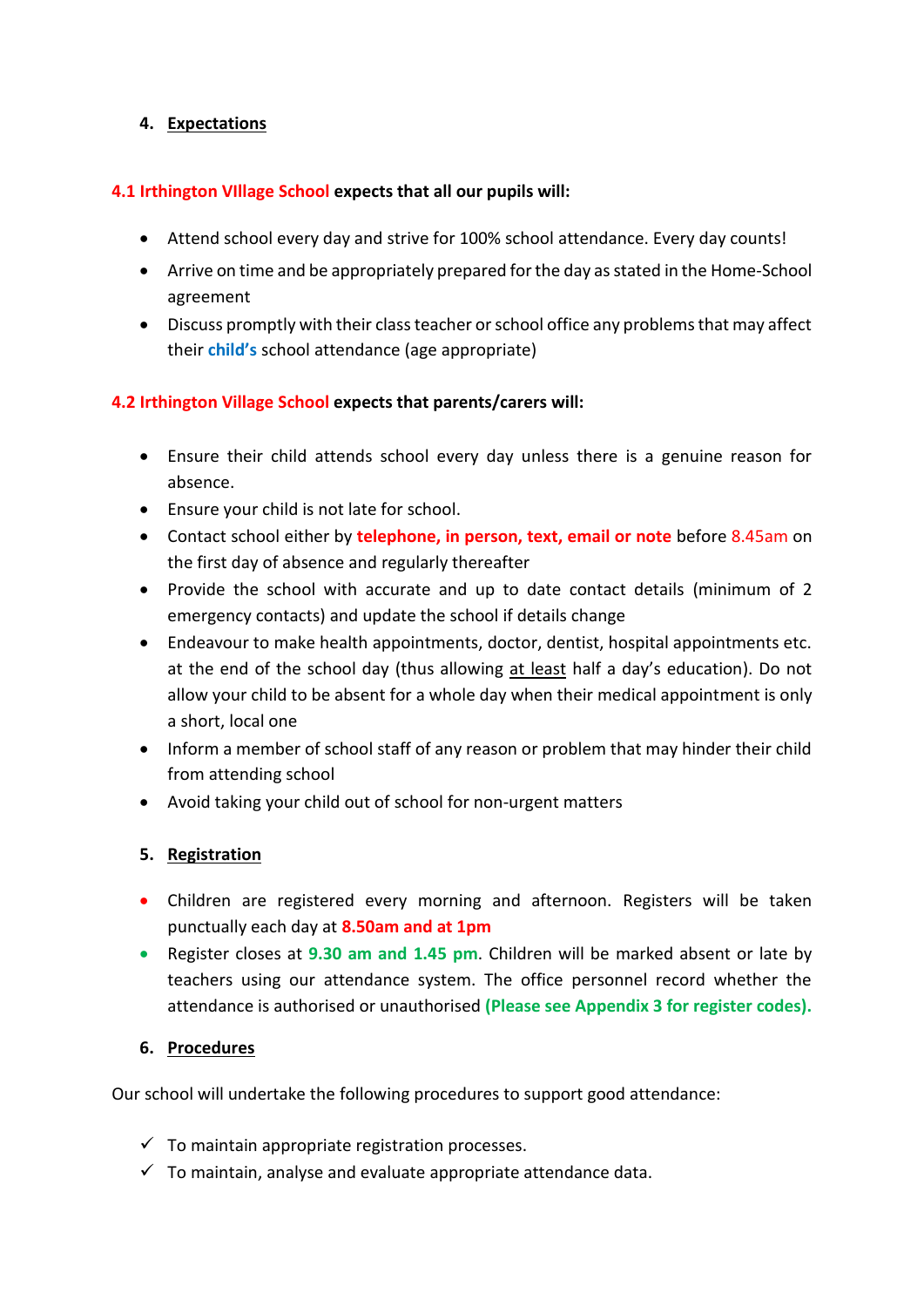## 4. Expectations

**4.1 Irthington VIllage School expects that all our pupils will:**

- Attend school every day and strive for 100% school attendance. Every day counts!
- Arrive on time and be appropriately prepared for the day as stated in the Home-School agreement
- Discuss promptly with their class teacher or school office any problems that may affect their **child's** school attendance (age appropriate)

**4.2 Irthington Village School expects that parents/carers will:**

- Ensure their child attends school every day unless there is a genuine reason for absence.
- Ensure your child is not late for school.
- Contact school either by **telephone, in person, text, email or note** before 8.45am on the first day of absence and regularly thereafter
- Provide the school with accurate and up to date contact details (minimum of 2 emergency contacts) and update the school if details change
- Endeavour to make health appointments, doctor, dentist, hospital appointments etc. at the end of the school day (thus allowing at least half a day's education). Do not allow your child to be absent for a whole day when their medical appointment is only a short, local one
- Inform a member of school staff of any reason or problem that may hinder their child from attending school
- Avoid taking your child out of school for non-urgent matters

## 5. Registration

- Children are registered every morning and afternoon. Registers will be taken punctually each day at **8.50am and at 1pm**
- Register closes at **9.30 am and 1.45 pm**. Children will be marked absent or late by teachers using our attendance system. The office personnel record whether the attendance is authorised or unauthorised **(Please see Appendix 3 for register codes).**

## 6. Procedures

Our school will undertake the following procedures to support good attendance:

- ✓ To maintain appropriate registration processes.
- ✓ To maintain, analyse and evaluate appropriate attendance data.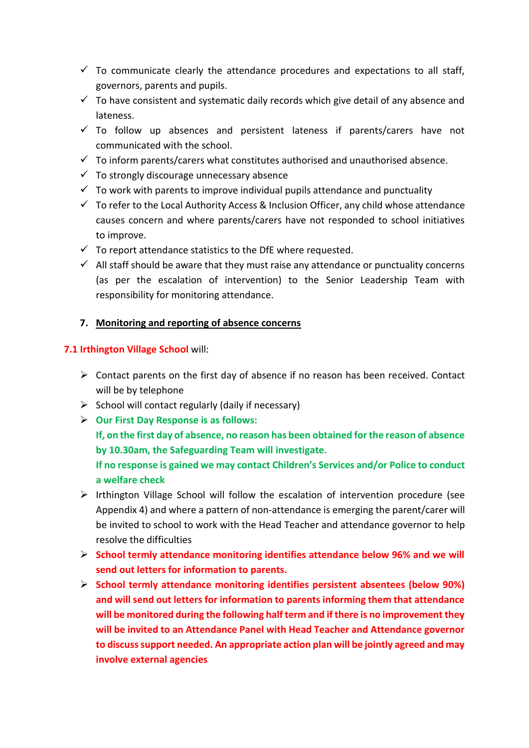- ✓ To communicate clearly the attendance procedures and expectations to all staff, governors, parents and pupils.
- ✓ To have consistent and systematic daily records which give detail of any absence and lateness.
- ✓ To follow up absences and persistent lateness if parents/carers have not communicated with the school.
- ✓ To inform parents/carers what constitutes authorised and unauthorised absence.
- ✓ To strongly discourage unnecessary absence
- ✓ To work with parents to improve individual pupils attendance and punctuality
- ✓ To refer to the Local Authority Access & Inclusion Officer, any child whose attendance causes concern and where parents/carers have not responded to school initiatives to improve.
- ✓ To report attendance statistics to the DfE where requested.
- ✓ All staff should be aware that they must raise any attendance or punctuality concerns (as per the escalation of intervention) to the Senior Leadership Team with responsibility for monitoring attendance.

## 7. Monitoring and reporting of absence concerns

**7.1 Irthington Village School** will:

- Contact parents on the first day of absence if no reason has been received. Contact will be by telephone
- School will contact regularly (daily if necessary)
- **Our First Day Response is as follows:**
  **If, on the first day of absence, no reason has been obtained for the reason of absence by 10.30am, the Safeguarding Team will investigate.**
  **If no response is gained we may contact Children's Services and/or Police to conduct a welfare check**
- Irthington Village School will follow the escalation of intervention procedure (see Appendix 4) and where a pattern of non-attendance is emerging the parent/carer will be invited to school to work with the Head Teacher and attendance governor to help resolve the difficulties
- **School termly attendance monitoring identifies attendance below 96% and we will send out letters for information to parents.**
- **School termly attendance monitoring identifies persistent absentees (below 90%) and will send out letters for information to parents informing them that attendance will be monitored during the following half term and if there is no improvement they will be invited to an Attendance Panel with Head Teacher and Attendance governor to discuss support needed. An appropriate action plan will be jointly agreed and may involve external agencies**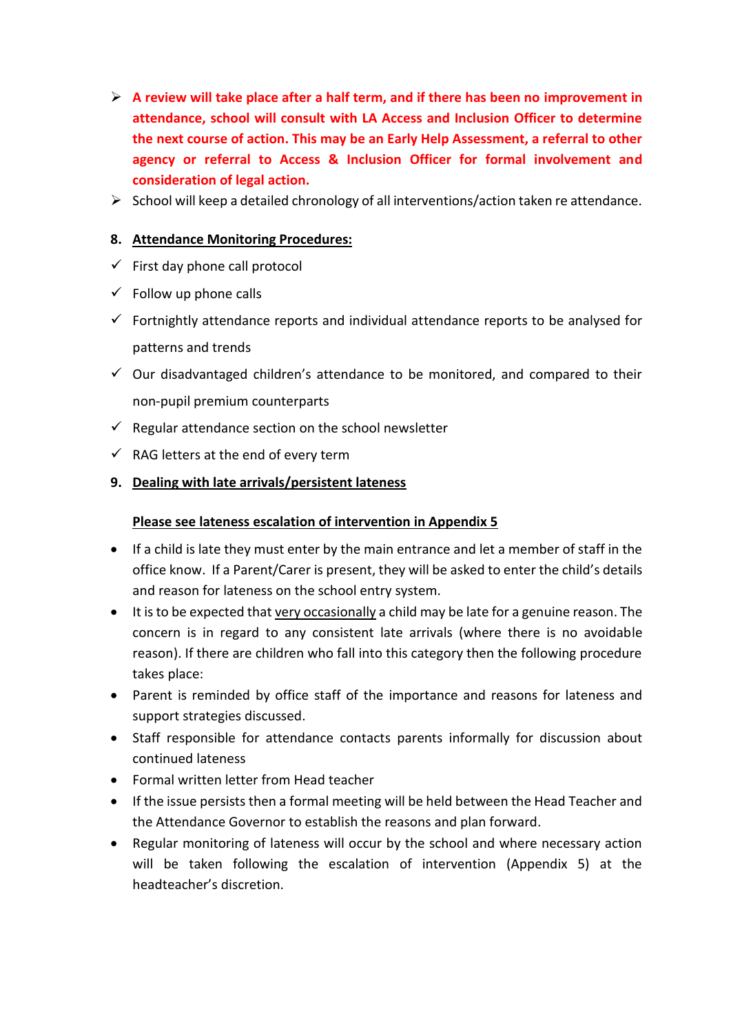- **A review will take place after a half term, and if there has been no improvement in attendance, school will consult with LA Access and Inclusion Officer to determine the next course of action. This may be an Early Help Assessment, a referral to other agency or referral to Access & Inclusion Officer for formal involvement and consideration of legal action.**
- School will keep a detailed chronology of all interventions/action taken re attendance.

## 8. Attendance Monitoring Procedures:

- ✓ First day phone call protocol
- ✓ Follow up phone calls
- ✓ Fortnightly attendance reports and individual attendance reports to be analysed for patterns and trends
- ✓ Our disadvantaged children's attendance to be monitored, and compared to their non-pupil premium counterparts
- ✓ Regular attendance section on the school newsletter
- ✓ RAG letters at the end of every term

## 9. Dealing with late arrivals/persistent lateness

**Please see lateness escalation of intervention in Appendix 5**

- If a child is late they must enter by the main entrance and let a member of staff in the office know. If a Parent/Carer is present, they will be asked to enter the child's details and reason for lateness on the school entry system.
- It is to be expected that very occasionally a child may be late for a genuine reason. The concern is in regard to any consistent late arrivals (where there is no avoidable reason). If there are children who fall into this category then the following procedure takes place:
- Parent is reminded by office staff of the importance and reasons for lateness and support strategies discussed.
- Staff responsible for attendance contacts parents informally for discussion about continued lateness
- Formal written letter from Head teacher
- If the issue persists then a formal meeting will be held between the Head Teacher and the Attendance Governor to establish the reasons and plan forward.
- Regular monitoring of lateness will occur by the school and where necessary action will be taken following the escalation of intervention (Appendix 5) at the headteacher's discretion.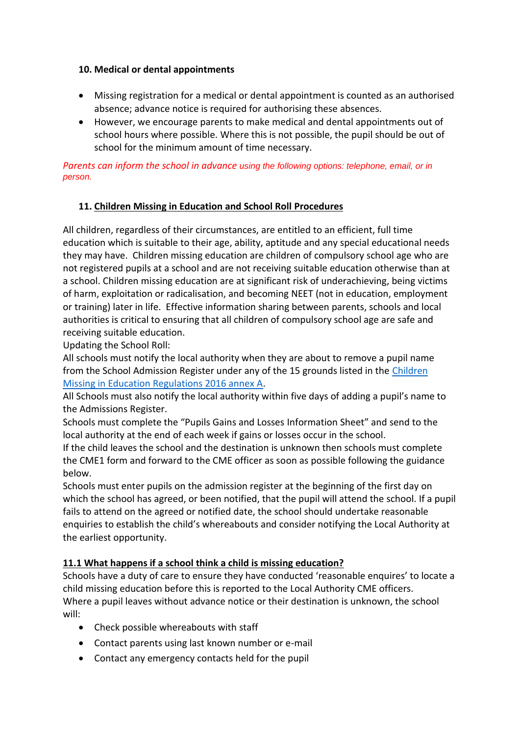### 10. Medical or dental appointments

- Missing registration for a medical or dental appointment is counted as an authorised absence; advance notice is required for authorising these absences.
- However, we encourage parents to make medical and dental appointments out of school hours where possible. Where this is not possible, the pupil should be out of school for the minimum amount of time necessary.

*Parents can inform the school in advance using the following options: telephone, email, or in person.*

### 11. Children Missing in Education and School Roll Procedures

All children, regardless of their circumstances, are entitled to an efficient, full time education which is suitable to their age, ability, aptitude and any special educational needs they may have. Children missing education are children of compulsory school age who are not registered pupils at a school and are not receiving suitable education otherwise than at a school. Children missing education are at significant risk of underachieving, being victims of harm, exploitation or radicalisation, and becoming NEET (not in education, employment or training) later in life. Effective information sharing between parents, schools and local authorities is critical to ensuring that all children of compulsory school age are safe and receiving suitable education.

Updating the School Roll:

All schools must notify the local authority when they are about to remove a pupil name from the School Admission Register under any of the 15 grounds listed in the Children Missing in Education Regulations 2016 annex A.

All Schools must also notify the local authority within five days of adding a pupil's name to the Admissions Register.

Schools must complete the "Pupils Gains and Losses Information Sheet" and send to the local authority at the end of each week if gains or losses occur in the school.

If the child leaves the school and the destination is unknown then schools must complete the CME1 form and forward to the CME officer as soon as possible following the guidance below.

Schools must enter pupils on the admission register at the beginning of the first day on which the school has agreed, or been notified, that the pupil will attend the school. If a pupil fails to attend on the agreed or notified date, the school should undertake reasonable enquiries to establish the child's whereabouts and consider notifying the Local Authority at the earliest opportunity.

#### 11.1 What happens if a school think a child is missing education?

Schools have a duty of care to ensure they have conducted 'reasonable enquires' to locate a child missing education before this is reported to the Local Authority CME officers.

Where a pupil leaves without advance notice or their destination is unknown, the school will:

- Check possible whereabouts with staff
- Contact parents using last known number or e-mail
- Contact any emergency contacts held for the pupil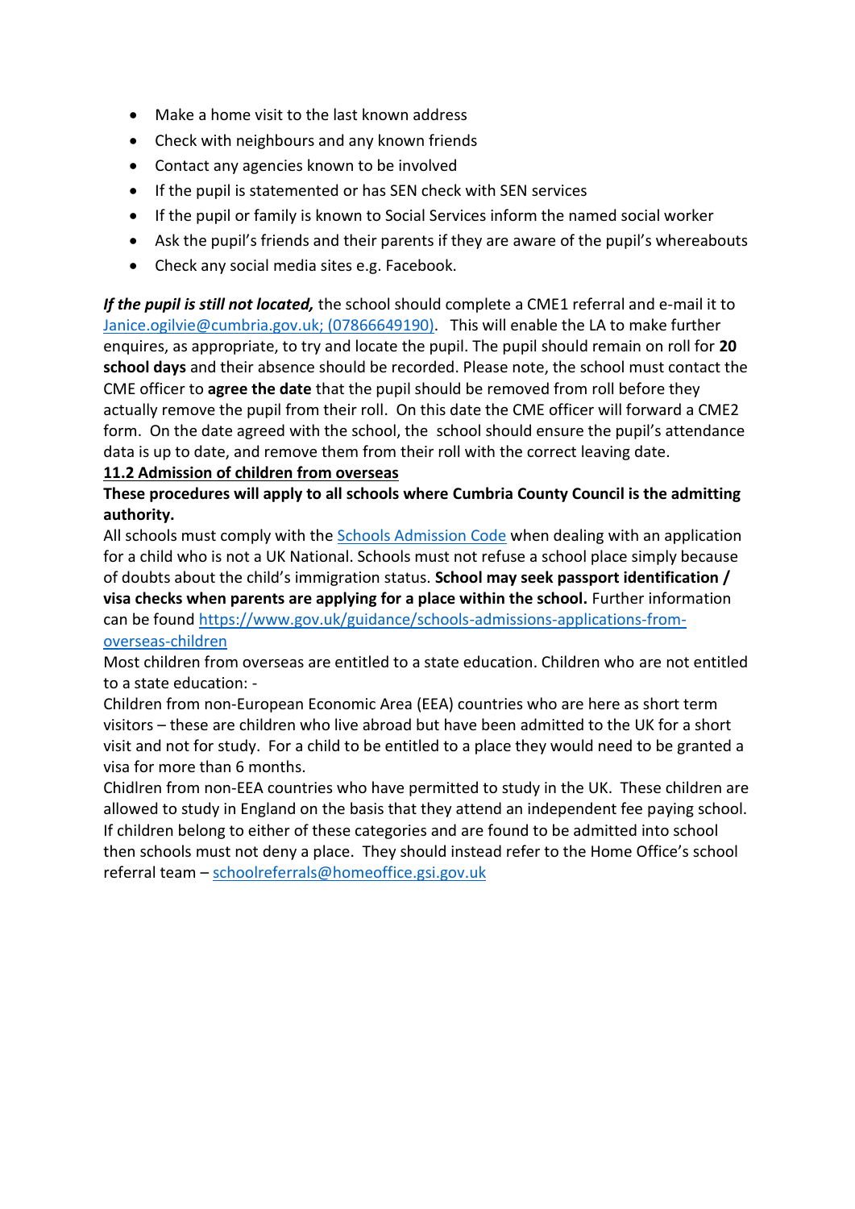- Make a home visit to the last known address
- Check with neighbours and any known friends
- Contact any agencies known to be involved
- If the pupil is statemented or has SEN check with SEN services
- If the pupil or family is known to Social Services inform the named social worker
- Ask the pupil's friends and their parents if they are aware of the pupil's whereabouts
- Check any social media sites e.g. Facebook.

***If the pupil is still not located,*** the school should complete a CME1 referral and e-mail it to [Janice.ogilvie@cumbria.gov.uk; (07866649190)](mailto:Janice.ogilvie@cumbria.gov.uk). This will enable the LA to make further enquires, as appropriate, to try and locate the pupil. The pupil should remain on roll for **20 school days** and their absence should be recorded. Please note, the school must contact the CME officer to **agree the date** that the pupil should be removed from roll before they actually remove the pupil from their roll. On this date the CME officer will forward a CME2 form. On the date agreed with the school, the school should ensure the pupil's attendance data is up to date, and remove them from their roll with the correct leaving date.

## 11.2 Admission of children from overseas

**These procedures will apply to all schools where Cumbria County Council is the admitting authority.**

All schools must comply with the Schools Admission Code when dealing with an application for a child who is not a UK National. Schools must not refuse a school place simply because of doubts about the child's immigration status. **School may seek passport identification / visa checks when parents are applying for a place within the school.** Further information can be found https://www.gov.uk/guidance/schools-admissions-applications-from-overseas-children

Most children from overseas are entitled to a state education. Children who are not entitled to a state education: -

Children from non-European Economic Area (EEA) countries who are here as short term visitors – these are children who live abroad but have been admitted to the UK for a short visit and not for study. For a child to be entitled to a place they would need to be granted a visa for more than 6 months.

Chidlren from non-EEA countries who have permitted to study in the UK. These children are allowed to study in England on the basis that they attend an independent fee paying school. If children belong to either of these categories and are found to be admitted into school then schools must not deny a place. They should instead refer to the Home Office's school referral team – schoolreferrals@homeoffice.gsi.gov.uk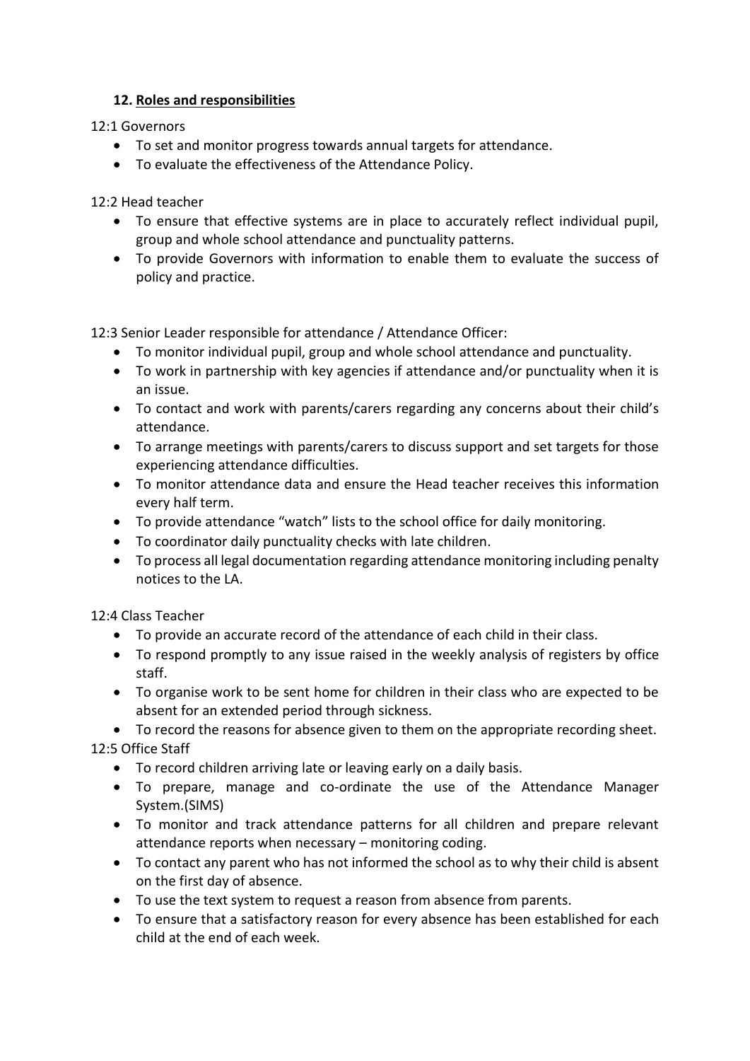## 12. Roles and responsibilities

12:1 Governors

- To set and monitor progress towards annual targets for attendance.
- To evaluate the effectiveness of the Attendance Policy.

12:2 Head teacher

- To ensure that effective systems are in place to accurately reflect individual pupil, group and whole school attendance and punctuality patterns.
- To provide Governors with information to enable them to evaluate the success of policy and practice.

12:3 Senior Leader responsible for attendance / Attendance Officer:

- To monitor individual pupil, group and whole school attendance and punctuality.
- To work in partnership with key agencies if attendance and/or punctuality when it is an issue.
- To contact and work with parents/carers regarding any concerns about their child's attendance.
- To arrange meetings with parents/carers to discuss support and set targets for those experiencing attendance difficulties.
- To monitor attendance data and ensure the Head teacher receives this information every half term.
- To provide attendance "watch" lists to the school office for daily monitoring.
- To coordinator daily punctuality checks with late children.
- To process all legal documentation regarding attendance monitoring including penalty notices to the LA.

12:4 Class Teacher

- To provide an accurate record of the attendance of each child in their class.
- To respond promptly to any issue raised in the weekly analysis of registers by office staff.
- To organise work to be sent home for children in their class who are expected to be absent for an extended period through sickness.
- To record the reasons for absence given to them on the appropriate recording sheet.

12:5 Office Staff

- To record children arriving late or leaving early on a daily basis.
- To prepare, manage and co-ordinate the use of the Attendance Manager System.(SIMS)
- To monitor and track attendance patterns for all children and prepare relevant attendance reports when necessary – monitoring coding.
- To contact any parent who has not informed the school as to why their child is absent on the first day of absence.
- To use the text system to request a reason from absence from parents.
- To ensure that a satisfactory reason for every absence has been established for each child at the end of each week.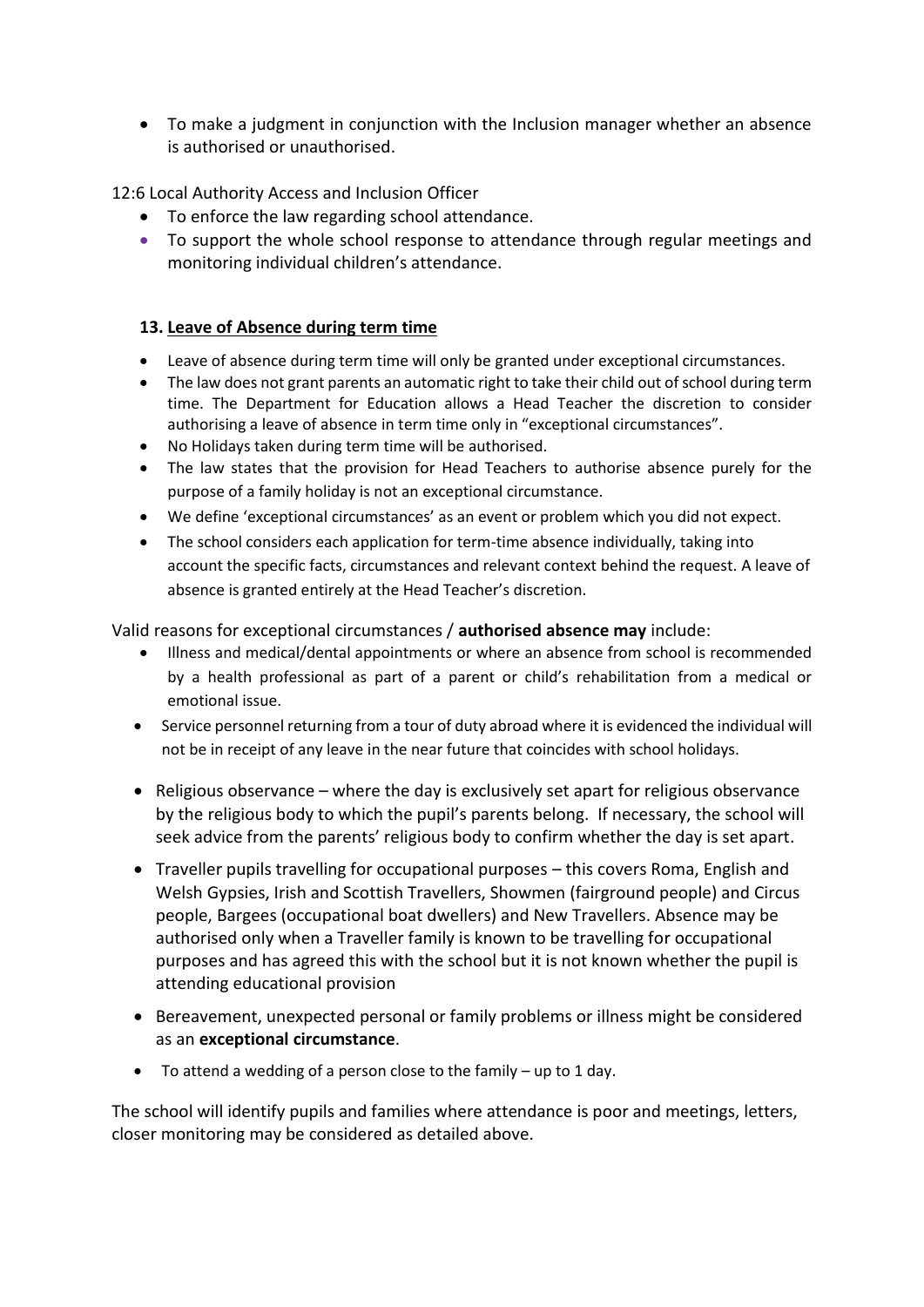- To make a judgment in conjunction with the Inclusion manager whether an absence is authorised or unauthorised.

12:6 Local Authority Access and Inclusion Officer

- To enforce the law regarding school attendance.
- To support the whole school response to attendance through regular meetings and monitoring individual children's attendance.

## 13. Leave of Absence during term time

- Leave of absence during term time will only be granted under exceptional circumstances.
- The law does not grant parents an automatic right to take their child out of school during term time. The Department for Education allows a Head Teacher the discretion to consider authorising a leave of absence in term time only in "exceptional circumstances".
- No Holidays taken during term time will be authorised.
- The law states that the provision for Head Teachers to authorise absence purely for the purpose of a family holiday is not an exceptional circumstance.
- We define 'exceptional circumstances' as an event or problem which you did not expect.
- The school considers each application for term-time absence individually, taking into account the specific facts, circumstances and relevant context behind the request. A leave of absence is granted entirely at the Head Teacher's discretion.

Valid reasons for exceptional circumstances / **authorised absence may** include:

- Illness and medical/dental appointments or where an absence from school is recommended by a health professional as part of a parent or child's rehabilitation from a medical or emotional issue.
- Service personnel returning from a tour of duty abroad where it is evidenced the individual will not be in receipt of any leave in the near future that coincides with school holidays.
- Religious observance – where the day is exclusively set apart for religious observance by the religious body to which the pupil's parents belong. If necessary, the school will seek advice from the parents' religious body to confirm whether the day is set apart.
- Traveller pupils travelling for occupational purposes – this covers Roma, English and Welsh Gypsies, Irish and Scottish Travellers, Showmen (fairground people) and Circus people, Bargees (occupational boat dwellers) and New Travellers. Absence may be authorised only when a Traveller family is known to be travelling for occupational purposes and has agreed this with the school but it is not known whether the pupil is attending educational provision
- Bereavement, unexpected personal or family problems or illness might be considered as an **exceptional circumstance**.
- To attend a wedding of a person close to the family – up to 1 day.

The school will identify pupils and families where attendance is poor and meetings, letters, closer monitoring may be considered as detailed above.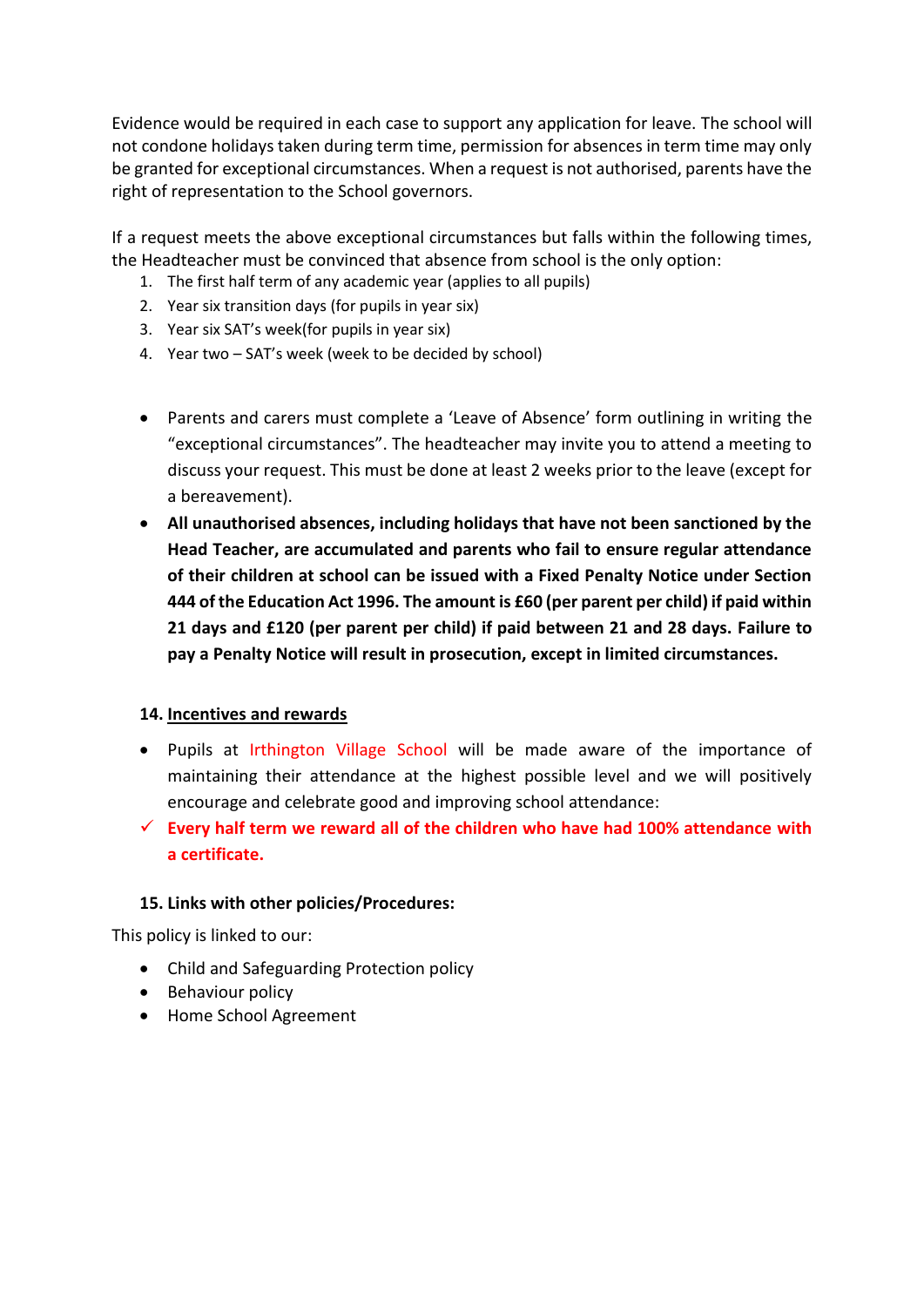Evidence would be required in each case to support any application for leave. The school will not condone holidays taken during term time, permission for absences in term time may only be granted for exceptional circumstances. When a request is not authorised, parents have the right of representation to the School governors.

If a request meets the above exceptional circumstances but falls within the following times, the Headteacher must be convinced that absence from school is the only option:

1. The first half term of any academic year (applies to all pupils)
2. Year six transition days (for pupils in year six)
3. Year six SAT's week(for pupils in year six)
4. Year two – SAT's week (week to be decided by school)

- Parents and carers must complete a 'Leave of Absence' form outlining in writing the "exceptional circumstances". The headteacher may invite you to attend a meeting to discuss your request. This must be done at least 2 weeks prior to the leave (except for a bereavement).
- **All unauthorised absences, including holidays that have not been sanctioned by the Head Teacher, are accumulated and parents who fail to ensure regular attendance of their children at school can be issued with a Fixed Penalty Notice under Section 444 of the Education Act 1996. The amount is £60 (per parent per child) if paid within 21 days and £120 (per parent per child) if paid between 21 and 28 days. Failure to pay a Penalty Notice will result in prosecution, except in limited circumstances.**

### 14. Incentives and rewards

- Pupils at Irthington Village School will be made aware of the importance of maintaining their attendance at the highest possible level and we will positively encourage and celebrate good and improving school attendance:
- ✓ **Every half term we reward all of the children who have had 100% attendance with a certificate.**

### 15. Links with other policies/Procedures:

This policy is linked to our:

- Child and Safeguarding Protection policy
- Behaviour policy
- Home School Agreement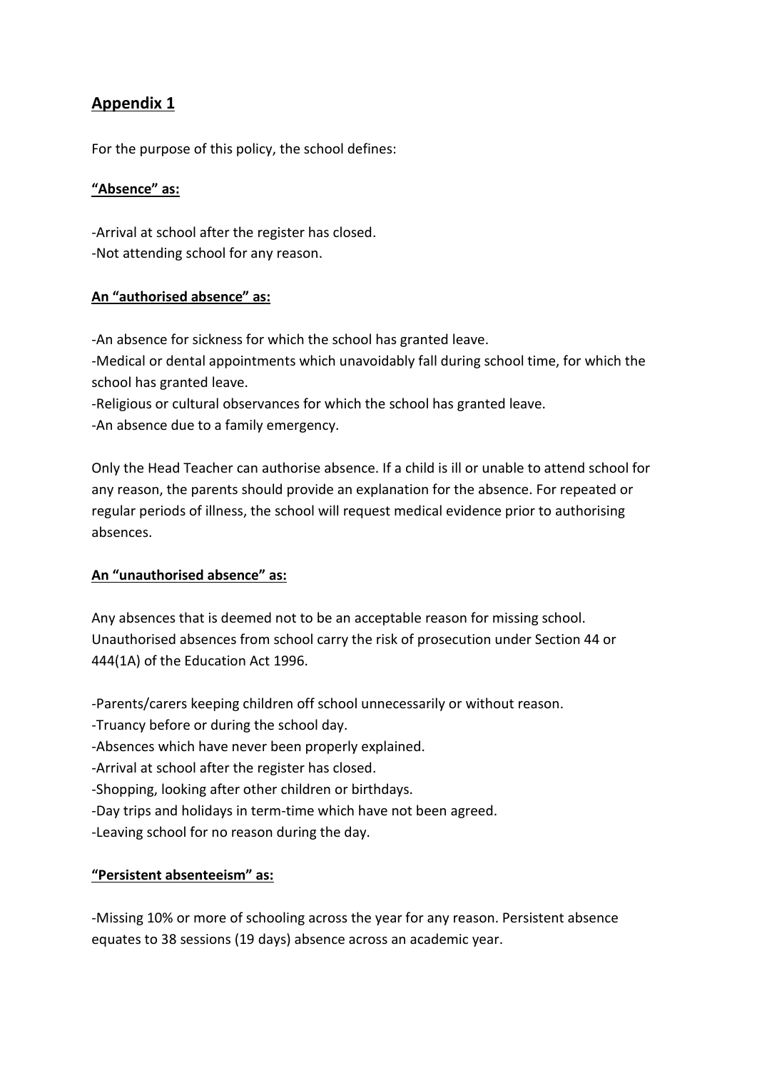## Appendix 1

For the purpose of this policy, the school defines:

**“Absence” as:**

-Arrival at school after the register has closed.
-Not attending school for any reason.

**An “authorised absence” as:**

-An absence for sickness for which the school has granted leave.
-Medical or dental appointments which unavoidably fall during school time, for which the school has granted leave.
-Religious or cultural observances for which the school has granted leave.
-An absence due to a family emergency.

Only the Head Teacher can authorise absence. If a child is ill or unable to attend school for any reason, the parents should provide an explanation for the absence. For repeated or regular periods of illness, the school will request medical evidence prior to authorising absences.

**An “unauthorised absence” as:**

Any absences that is deemed not to be an acceptable reason for missing school. Unauthorised absences from school carry the risk of prosecution under Section 44 or 444(1A) of the Education Act 1996.

-Parents/carers keeping children off school unnecessarily or without reason.
-Truancy before or during the school day.
-Absences which have never been properly explained.
-Arrival at school after the register has closed.
-Shopping, looking after other children or birthdays.
-Day trips and holidays in term-time which have not been agreed.
-Leaving school for no reason during the day.

**“Persistent absenteeism” as:**

-Missing 10% or more of schooling across the year for any reason. Persistent absence equates to 38 sessions (19 days) absence across an academic year.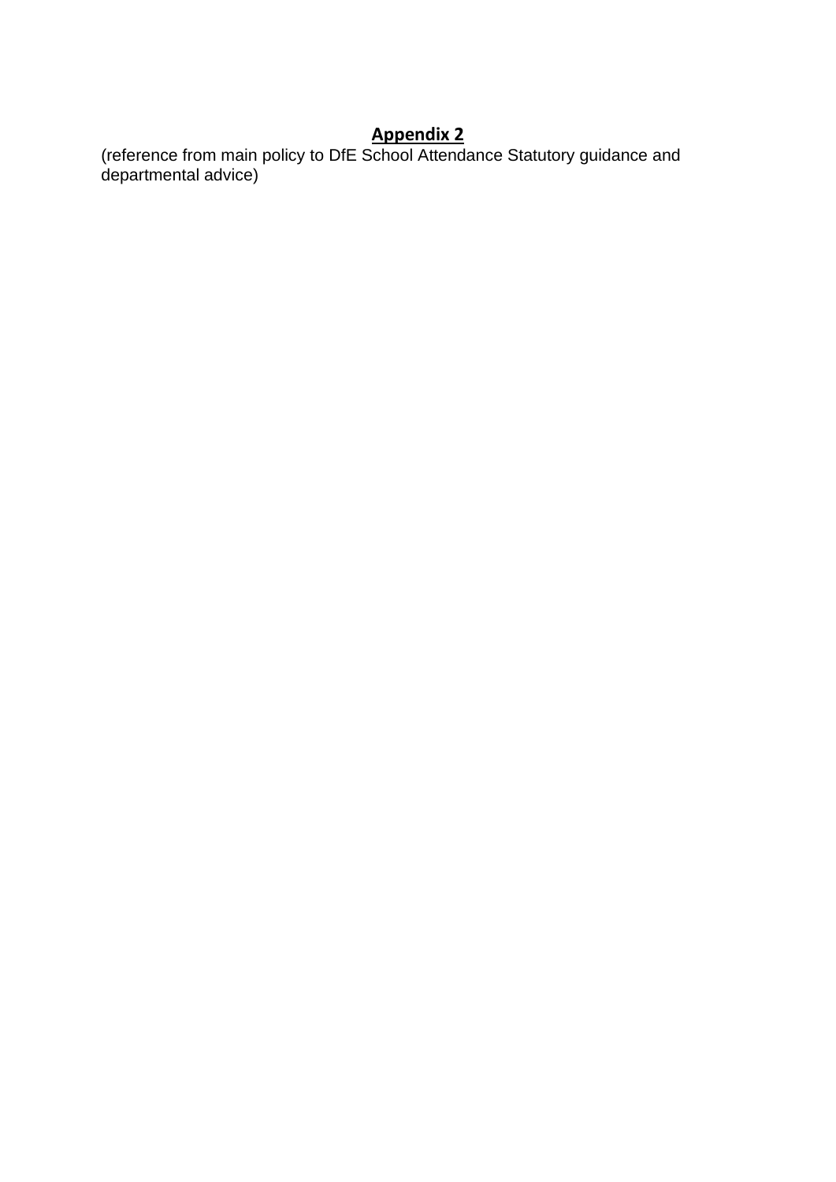## Appendix 2

(reference from main policy to DfE School Attendance Statutory guidance and departmental advice)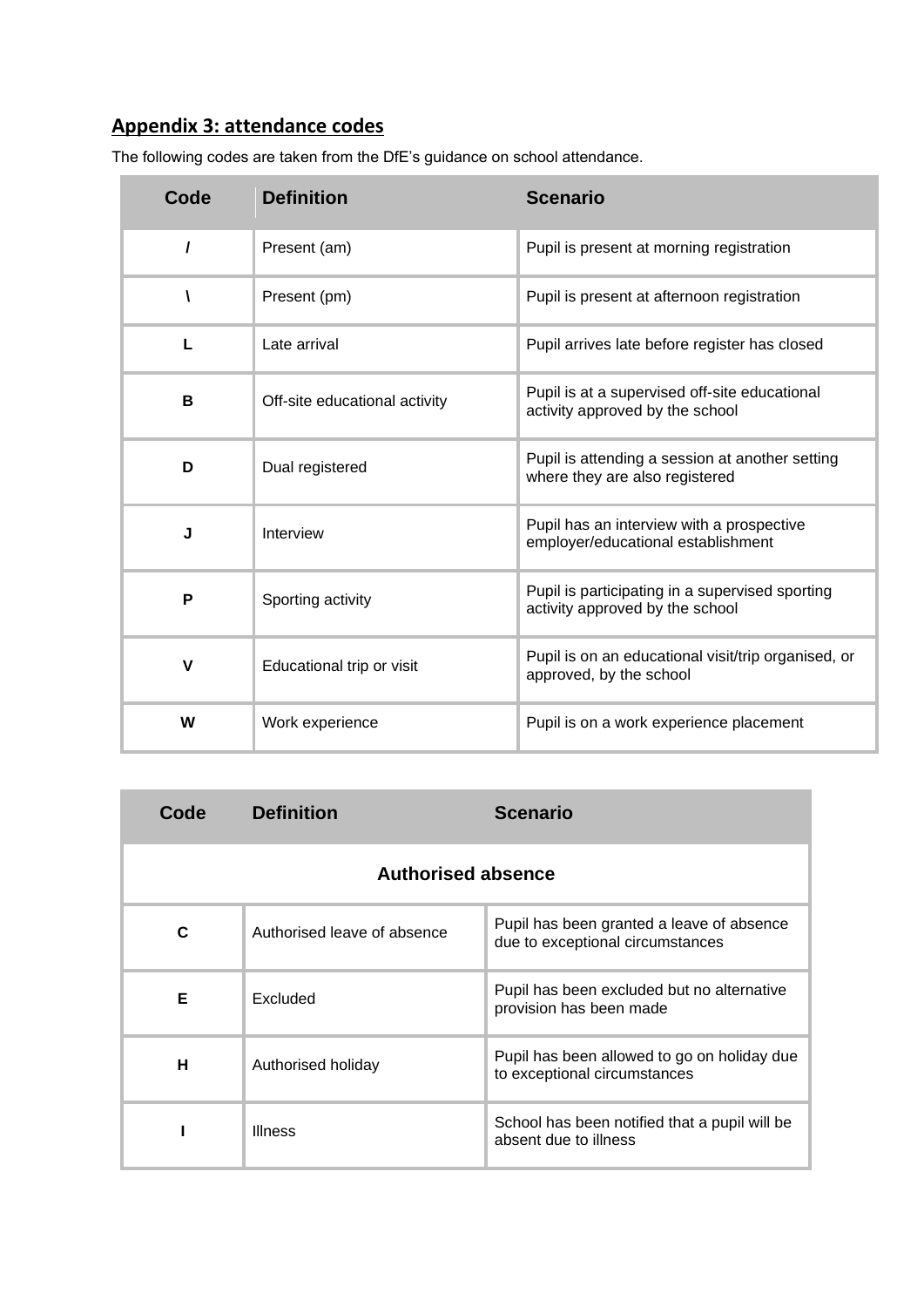## Appendix 3: attendance codes

The following codes are taken from the DfE's guidance on school attendance.

| Code | Definition | Scenario |
|---|---|---|
| / | Present (am) | Pupil is present at morning registration |
| \ | Present (pm) | Pupil is present at afternoon registration |
| L | Late arrival | Pupil arrives late before register has closed |
| B | Off-site educational activity | Pupil is at a supervised off-site educational activity approved by the school |
| D | Dual registered | Pupil is attending a session at another setting where they are also registered |
| J | Interview | Pupil has an interview with a prospective employer/educational establishment |
| P | Sporting activity | Pupil is participating in a supervised sporting activity approved by the school |
| V | Educational trip or visit | Pupil is on an educational visit/trip organised, or approved, by the school |
| W | Work experience | Pupil is on a work experience placement |

| Code | Definition | Scenario |
|---|---|---|
| **Authorised absence** | | |
| C | Authorised leave of absence | Pupil has been granted a leave of absence due to exceptional circumstances |
| E | Excluded | Pupil has been excluded but no alternative provision has been made |
| H | Authorised holiday | Pupil has been allowed to go on holiday due to exceptional circumstances |
| I | Illness | School has been notified that a pupil will be absent due to illness |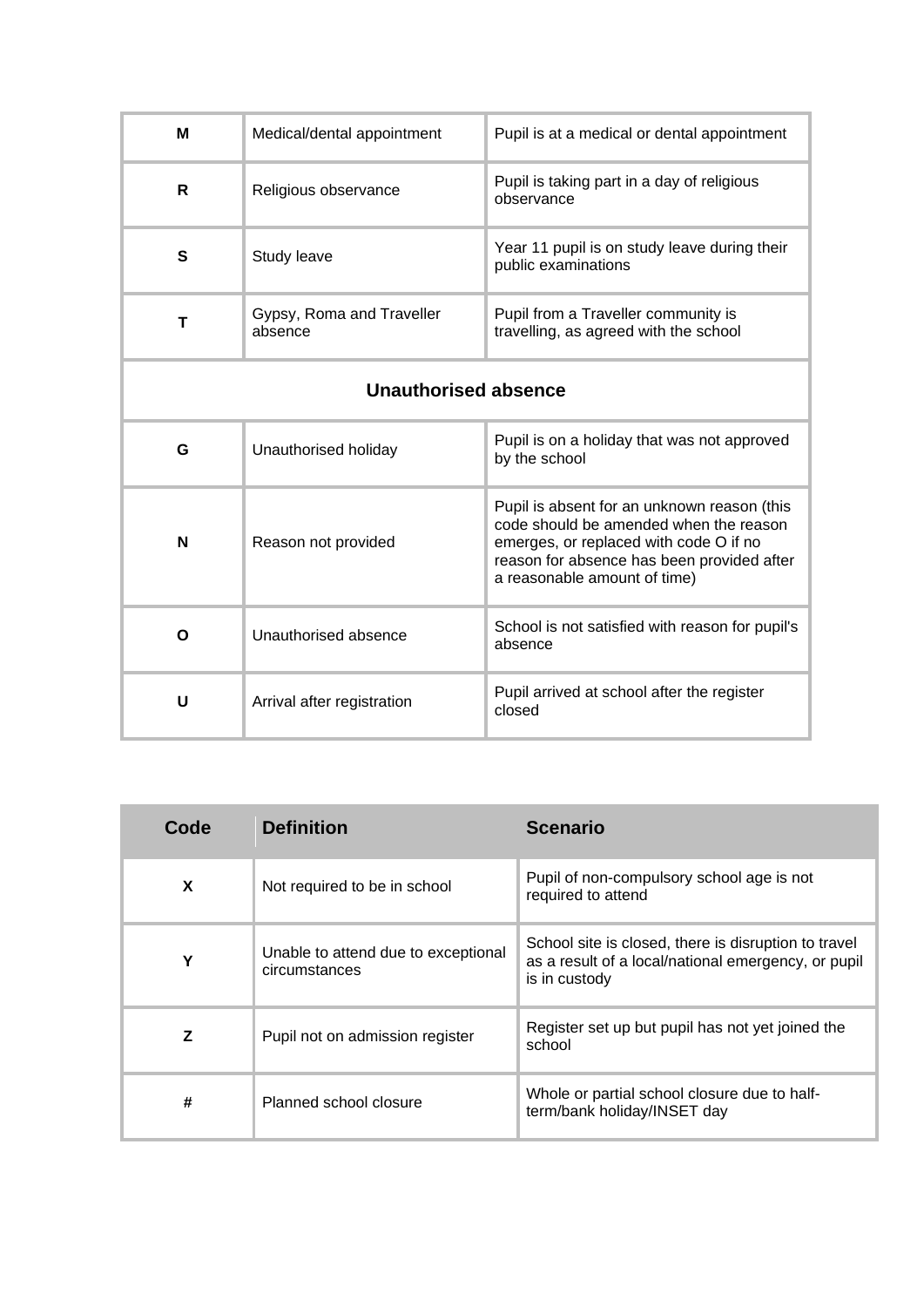| | | |
|---|---|---|
| **M** | Medical/dental appointment | Pupil is at a medical or dental appointment |
| **R** | Religious observance | Pupil is taking part in a day of religious observance |
| **S** | Study leave | Year 11 pupil is on study leave during their public examinations |
| **T** | Gypsy, Roma and Traveller absence | Pupil from a Traveller community is travelling, as agreed with the school |
| **Unauthorised absence** | | |
| **G** | Unauthorised holiday | Pupil is on a holiday that was not approved by the school |
| **N** | Reason not provided | Pupil is absent for an unknown reason (this code should be amended when the reason emerges, or replaced with code O if no reason for absence has been provided after a reasonable amount of time) |
| **O** | Unauthorised absence | School is not satisfied with reason for pupil's absence |
| **U** | Arrival after registration | Pupil arrived at school after the register closed |

| Code | Definition | Scenario |
|---|---|---|
| **X** | Not required to be in school | Pupil of non-compulsory school age is not required to attend |
| **Y** | Unable to attend due to exceptional circumstances | School site is closed, there is disruption to travel as a result of a local/national emergency, or pupil is in custody |
| **Z** | Pupil not on admission register | Register set up but pupil has not yet joined the school |
| **#** | Planned school closure | Whole or partial school closure due to half-term/bank holiday/INSET day |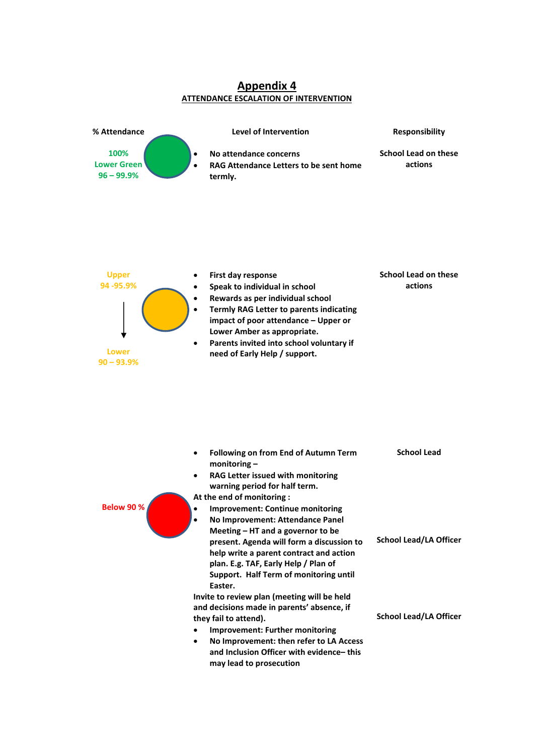# Appendix 4

## ATTENDANCE ESCALATION OF INTERVENTION

| % Attendance | Level of Intervention | Responsibility |
|---|---|---|
| 100%<br>Lower Green<br>96 – 99.9% | • No attendance concerns<br>• RAG Attendance Letters to be sent home termly. | School Lead on these actions |
| Upper<br>94 -95.9%<br>↓<br>Lower<br>90 – 93.9% | • First day response<br>• Speak to individual in school<br>• Rewards as per individual school<br>• Termly RAG Letter to parents indicating impact of poor attendance – Upper or Lower Amber as appropriate.<br>• Parents invited into school voluntary if need of Early Help / support. | School Lead on these actions |
| Below 90 % | • Following on from End of Autumn Term monitoring –<br>• RAG Letter issued with monitoring warning period for half term. | School Lead |
| | At the end of monitoring :<br>• Improvement: Continue monitoring<br>• No Improvement: Attendance Panel Meeting – HT and a governor to be present. Agenda will form a discussion to help write a parent contract and action plan. E.g. TAF, Early Help / Plan of Support. Half Term of monitoring until Easter. | School Lead/LA Officer |
| | Invite to review plan (meeting will be held and decisions made in parents' absence, if they fail to attend).<br>• Improvement: Further monitoring<br>• No Improvement: then refer to LA Access and Inclusion Officer with evidence– this may lead to prosecution | School Lead/LA Officer |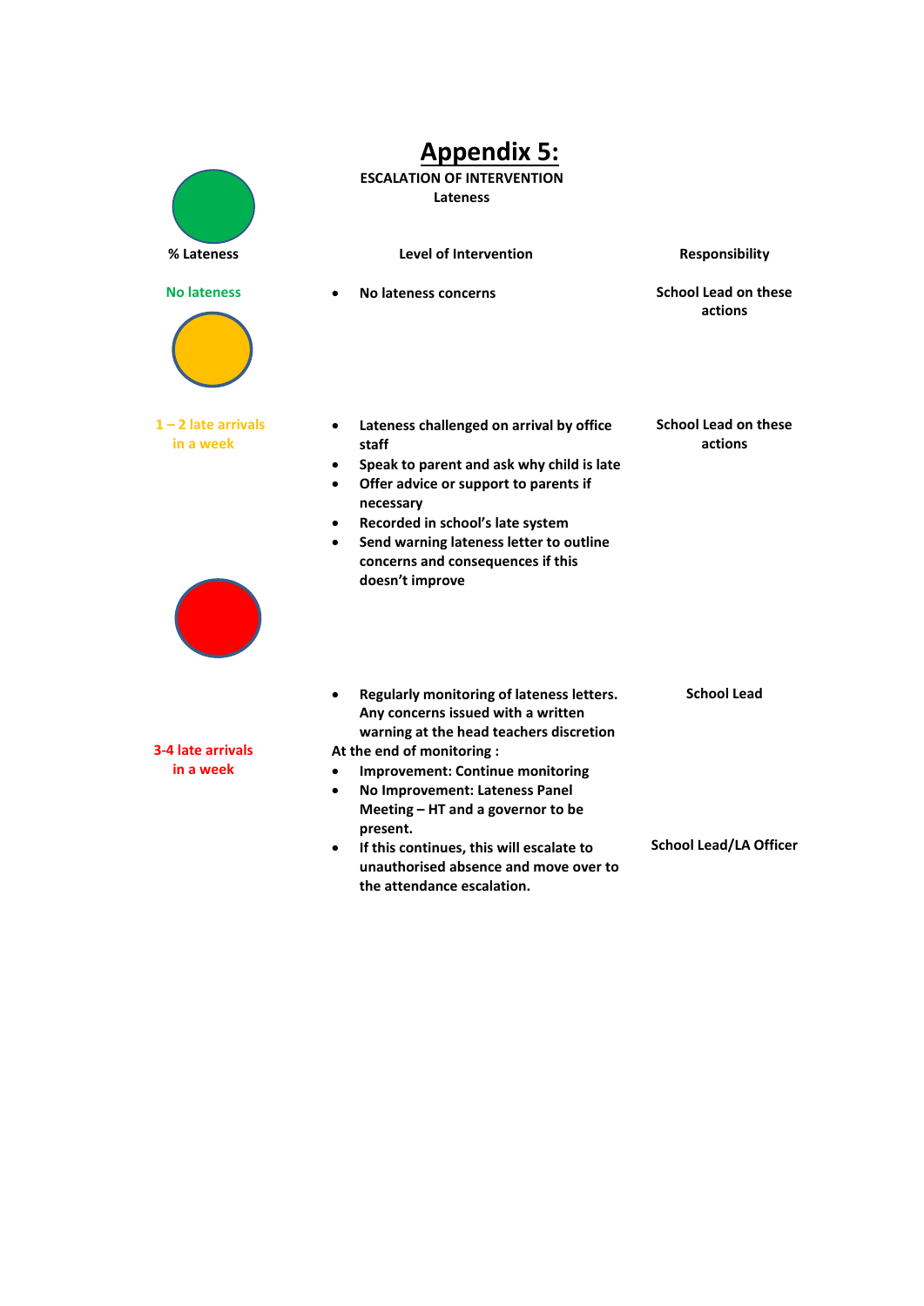# Appendix 5:

**ESCALATION OF INTERVENTION**

**Lateness**

| % Lateness | Level of Intervention | Responsibility |
|---|---|---|
| No lateness | • No lateness concerns | School Lead on these actions |
| 1 – 2 late arrivals in a week | • Lateness challenged on arrival by office staff<br>• Speak to parent and ask why child is late<br>• Offer advice or support to parents if necessary<br>• Recorded in school's late system<br>• Send warning lateness letter to outline concerns and consequences if this doesn't improve | School Lead on these actions |
| 3-4 late arrivals in a week | • Regularly monitoring of lateness letters. Any concerns issued with a written warning at the head teachers discretion<br>At the end of monitoring :<br>• Improvement: Continue monitoring<br>• No Improvement: Lateness Panel Meeting – HT and a governor to be present. | School Lead |
| | • If this continues, this will escalate to unauthorised absence and move over to the attendance escalation. | School Lead/LA Officer |